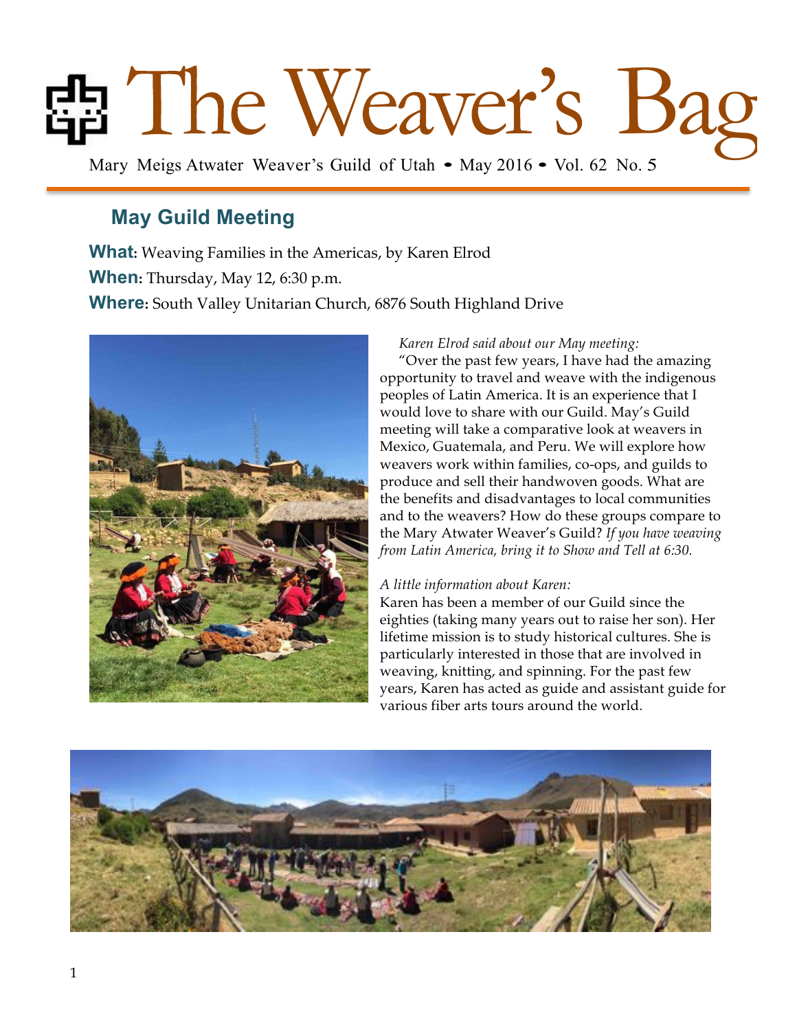# The Weaver's Bag

Mary Meigs Atwater Weaver's Guild of Utah • May 2016 • Vol. 62 No. 5

## May Guild Meeting

**What**: Weaving Families in the Americas, by Karen Elrod

**When**: Thursday, May 12, 6:30 p.m.

**Where**: South Valley Unitarian Church, 6876 South Highland Drive

*Karen Elrod said about our May meeting:*

"Over the past few years, I have had the amazing opportunity to travel and weave with the indigenous peoples of Latin America. It is an experience that I would love to share with our Guild. May's Guild meeting will take a comparative look at weavers in Mexico, Guatemala, and Peru. We will explore how weavers work within families, co-ops, and guilds to produce and sell their handwoven goods. What are the benefits and disadvantages to local communities and to the weavers? How do these groups compare to the Mary Atwater Weaver's Guild? *If you have weaving from Latin America, bring it to Show and Tell at 6:30.*

*A little information about Karen:*

Karen has been a member of our Guild since the eighties (taking many years out to raise her son). Her lifetime mission is to study historical cultures. She is particularly interested in those that are involved in weaving, knitting, and spinning. For the past few years, Karen has acted as guide and assistant guide for various fiber arts tours around the world.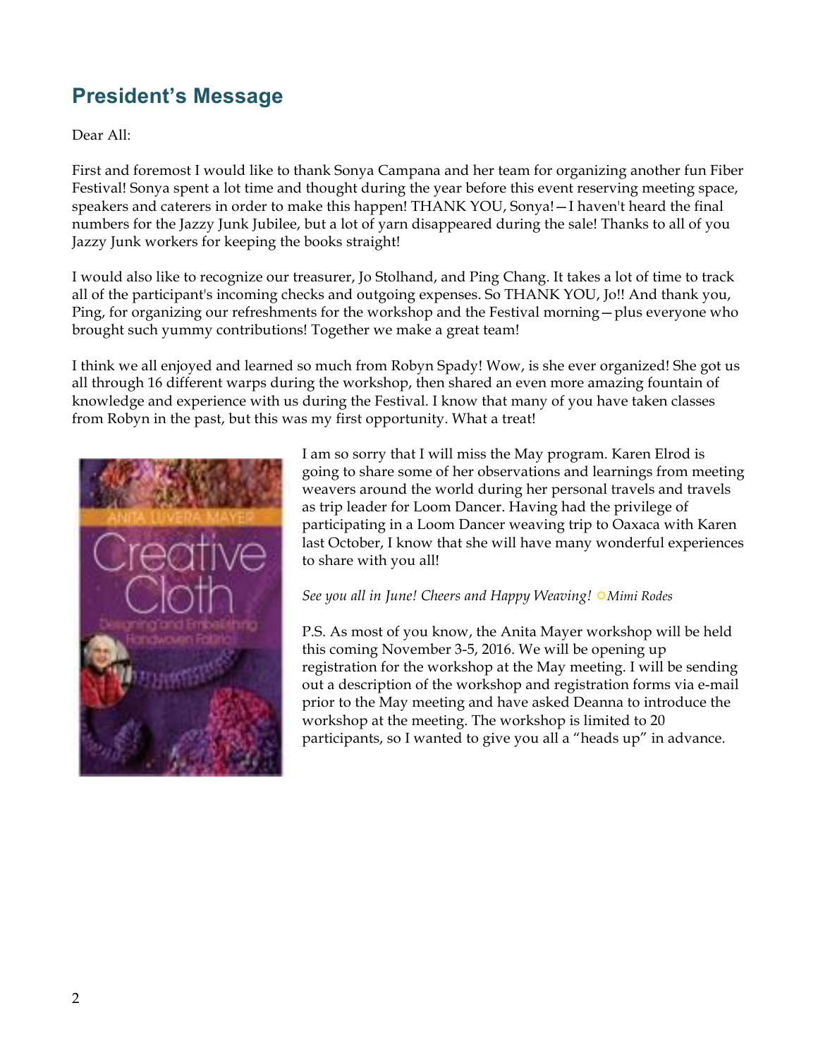## President's Message

Dear All:

First and foremost I would like to thank Sonya Campana and her team for organizing another fun Fiber Festival! Sonya spent a lot time and thought during the year before this event reserving meeting space, speakers and caterers in order to make this happen! THANK YOU, Sonya!—I haven't heard the final numbers for the Jazzy Junk Jubilee, but a lot of yarn disappeared during the sale! Thanks to all of you Jazzy Junk workers for keeping the books straight!

I would also like to recognize our treasurer, Jo Stolhand, and Ping Chang. It takes a lot of time to track all of the participant's incoming checks and outgoing expenses. So THANK YOU, Jo!! And thank you, Ping, for organizing our refreshments for the workshop and the Festival morning—plus everyone who brought such yummy contributions! Together we make a great team!

I think we all enjoyed and learned so much from Robyn Spady! Wow, is she ever organized! She got us all through 16 different warps during the workshop, then shared an even more amazing fountain of knowledge and experience with us during the Festival. I know that many of you have taken classes from Robyn in the past, but this was my first opportunity. What a treat!

I am so sorry that I will miss the May program. Karen Elrod is going to share some of her observations and learnings from meeting weavers around the world during her personal travels and travels as trip leader for Loom Dancer. Having had the privilege of participating in a Loom Dancer weaving trip to Oaxaca with Karen last October, I know that she will have many wonderful experiences to share with you all!

*See you all in June! Cheers and Happy Weaving! ☼Mimi Rodes*

P.S. As most of you know, the Anita Mayer workshop will be held this coming November 3-5, 2016. We will be opening up registration for the workshop at the May meeting. I will be sending out a description of the workshop and registration forms via e-mail prior to the May meeting and have asked Deanna to introduce the workshop at the meeting. The workshop is limited to 20 participants, so I wanted to give you all a "heads up" in advance.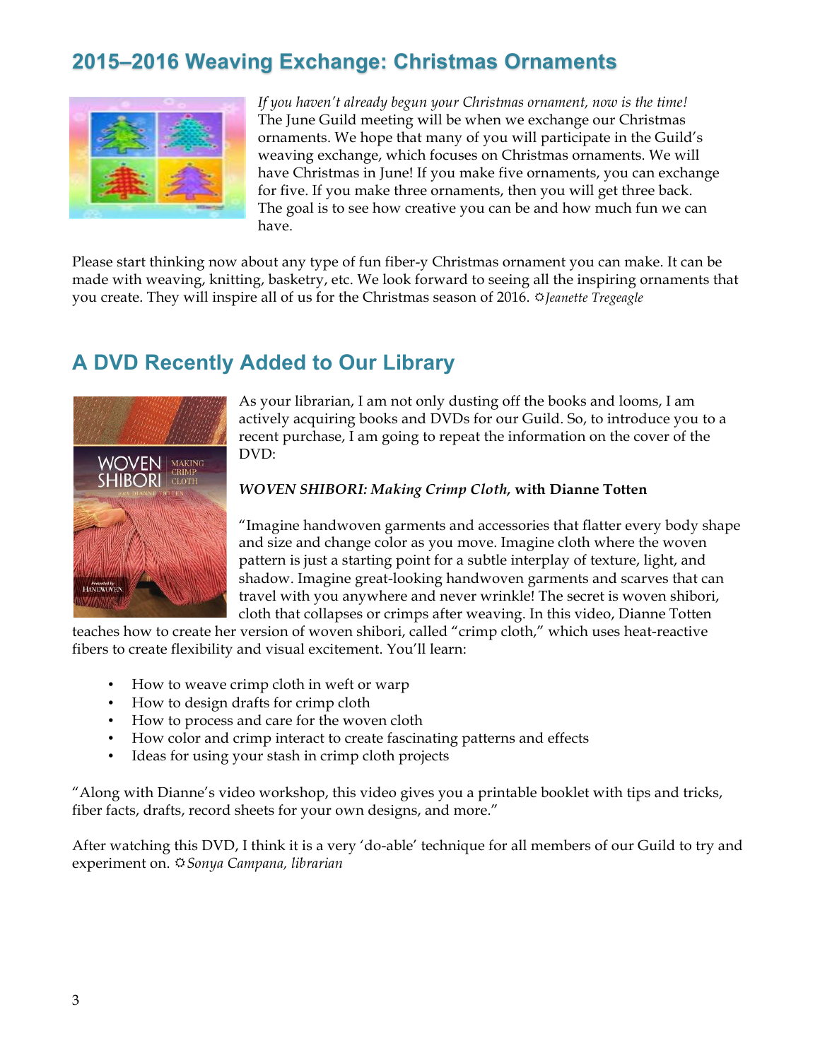## 2015–2016 Weaving Exchange: Christmas Ornaments

*If you haven't already begun your Christmas ornament, now is the time!* The June Guild meeting will be when we exchange our Christmas ornaments. We hope that many of you will participate in the Guild's weaving exchange, which focuses on Christmas ornaments. We will have Christmas in June! If you make five ornaments, you can exchange for five. If you make three ornaments, then you will get three back. The goal is to see how creative you can be and how much fun we can have.

Please start thinking now about any type of fun fiber-y Christmas ornament you can make. It can be made with weaving, knitting, basketry, etc. We look forward to seeing all the inspiring ornaments that you create. They will inspire all of us for the Christmas season of 2016. ☼*Jeanette Tregeagle*

## A DVD Recently Added to Our Library

As your librarian, I am not only dusting off the books and looms, I am actively acquiring books and DVDs for our Guild. So, to introduce you to a recent purchase, I am going to repeat the information on the cover of the DVD:

***WOVEN SHIBORI: Making Crimp Cloth,* with Dianne Totten**

"Imagine handwoven garments and accessories that flatter every body shape and size and change color as you move. Imagine cloth where the woven pattern is just a starting point for a subtle interplay of texture, light, and shadow. Imagine great-looking handwoven garments and scarves that can travel with you anywhere and never wrinkle! The secret is woven shibori, cloth that collapses or crimps after weaving. In this video, Dianne Totten teaches how to create her version of woven shibori, called "crimp cloth," which uses heat-reactive fibers to create flexibility and visual excitement. You'll learn:

- How to weave crimp cloth in weft or warp
- How to design drafts for crimp cloth
- How to process and care for the woven cloth
- How color and crimp interact to create fascinating patterns and effects
- Ideas for using your stash in crimp cloth projects

"Along with Dianne's video workshop, this video gives you a printable booklet with tips and tricks, fiber facts, drafts, record sheets for your own designs, and more."

After watching this DVD, I think it is a very 'do-able' technique for all members of our Guild to try and experiment on. ☼*Sonya Campana, librarian*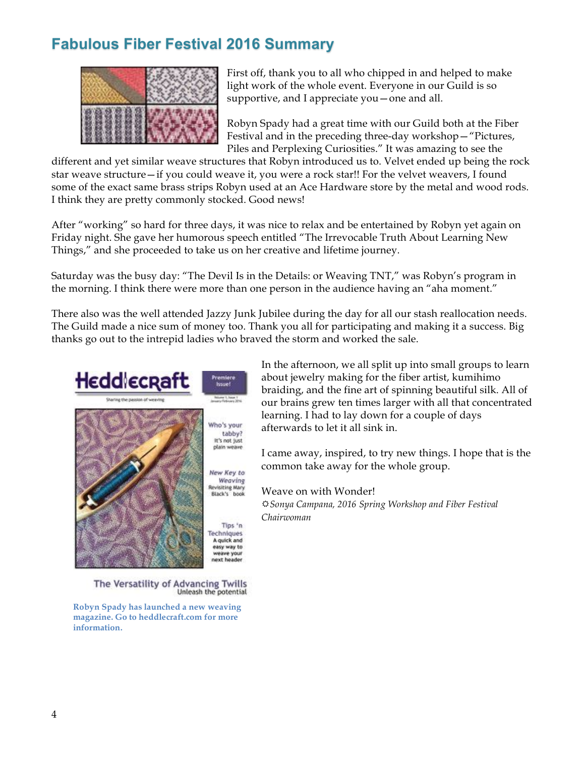## Fabulous Fiber Festival 2016 Summary

First off, thank you to all who chipped in and helped to make light work of the whole event. Everyone in our Guild is so supportive, and I appreciate you—one and all.

Robyn Spady had a great time with our Guild both at the Fiber Festival and in the preceding three-day workshop—"Pictures, Piles and Perplexing Curiosities." It was amazing to see the different and yet similar weave structures that Robyn introduced us to. Velvet ended up being the rock star weave structure—if you could weave it, you were a rock star!! For the velvet weavers, I found some of the exact same brass strips Robyn used at an Ace Hardware store by the metal and wood rods. I think they are pretty commonly stocked. Good news!

After "working" so hard for three days, it was nice to relax and be entertained by Robyn yet again on Friday night. She gave her humorous speech entitled "The Irrevocable Truth About Learning New Things," and she proceeded to take us on her creative and lifetime journey.

Saturday was the busy day: "The Devil Is in the Details: or Weaving TNT," was Robyn's program in the morning. I think there were more than one person in the audience having an "aha moment."

There also was the well attended Jazzy Junk Jubilee during the day for all our stash reallocation needs. The Guild made a nice sum of money too. Thank you all for participating and making it a success. Big thanks go out to the intrepid ladies who braved the storm and worked the sale.

**Robyn Spady has launched a new weaving magazine. Go to heddlecraft.com for more information.**

In the afternoon, we all split up into small groups to learn about jewelry making for the fiber artist, kumihimo braiding, and the fine art of spinning beautiful silk. All of our brains grew ten times larger with all that concentrated learning. I had to lay down for a couple of days afterwards to let it all sink in.

I came away, inspired, to try new things. I hope that is the common take away for the whole group.

Weave on with Wonder!

☼*Sonya Campana, 2016 Spring Workshop and Fiber Festival Chairwoman*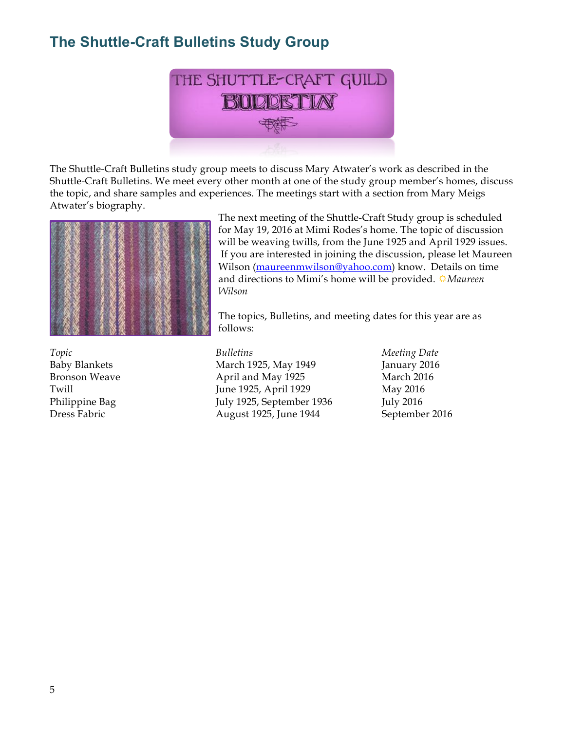## The Shuttle-Craft Bulletins Study Group

The Shuttle-Craft Bulletins study group meets to discuss Mary Atwater's work as described in the Shuttle-Craft Bulletins. We meet every other month at one of the study group member's homes, discuss the topic, and share samples and experiences. The meetings start with a section from Mary Meigs Atwater's biography.

The next meeting of the Shuttle-Craft Study group is scheduled for May 19, 2016 at Mimi Rodes's home. The topic of discussion will be weaving twills, from the June 1925 and April 1929 issues. If you are interested in joining the discussion, please let Maureen Wilson (maureenmwilson@yahoo.com) know. Details on time and directions to Mimi's home will be provided. *Maureen Wilson*

The topics, Bulletins, and meeting dates for this year are as follows:

| *Topic* | *Bulletins* | *Meeting Date* |
|---|---|---|
| Baby Blankets | March 1925, May 1949 | January 2016 |
| Bronson Weave | April and May 1925 | March 2016 |
| Twill | June 1925, April 1929 | May 2016 |
| Philippine Bag | July 1925, September 1936 | July 2016 |
| Dress Fabric | August 1925, June 1944 | September 2016 |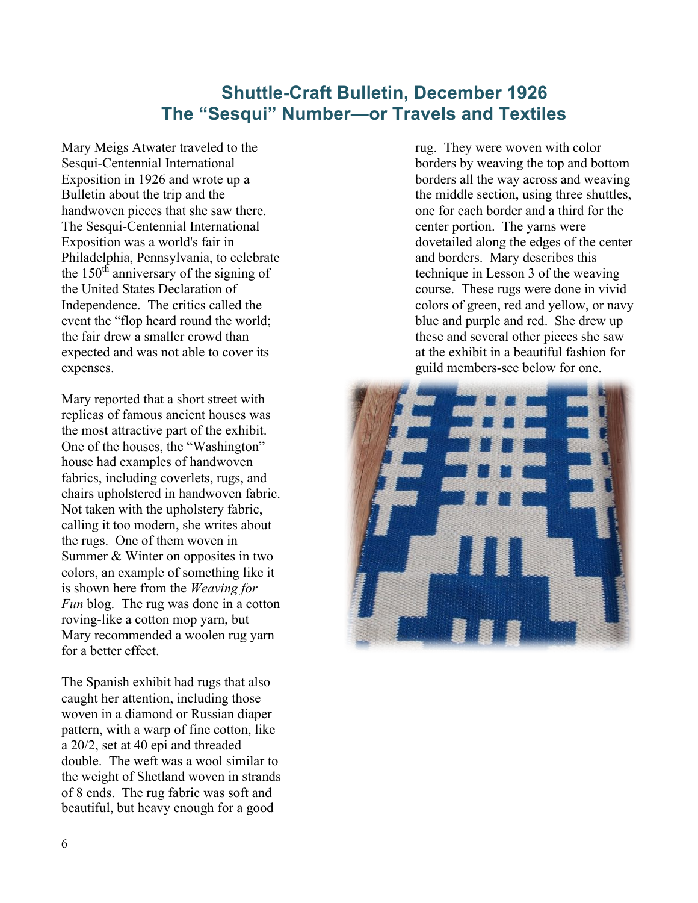# Shuttle-Craft Bulletin, December 1926
# The "Sesqui" Number—or Travels and Textiles

Mary Meigs Atwater traveled to the Sesqui-Centennial International Exposition in 1926 and wrote up a Bulletin about the trip and the handwoven pieces that she saw there. The Sesqui-Centennial International Exposition was a world's fair in Philadelphia, Pennsylvania, to celebrate the 150th anniversary of the signing of the United States Declaration of Independence. The critics called the event the "flop heard round the world; the fair drew a smaller crowd than expected and was not able to cover its expenses.

Mary reported that a short street with replicas of famous ancient houses was the most attractive part of the exhibit. One of the houses, the "Washington" house had examples of handwoven fabrics, including coverlets, rugs, and chairs upholstered in handwoven fabric. Not taken with the upholstery fabric, calling it too modern, she writes about the rugs. One of them woven in Summer & Winter on opposites in two colors, an example of something like it is shown here from the *Weaving for Fun* blog. The rug was done in a cotton roving-like a cotton mop yarn, but Mary recommended a woolen rug yarn for a better effect.

The Spanish exhibit had rugs that also caught her attention, including those woven in a diamond or Russian diaper pattern, with a warp of fine cotton, like a 20/2, set at 40 epi and threaded double. The weft was a wool similar to the weight of Shetland woven in strands of 8 ends. The rug fabric was soft and beautiful, but heavy enough for a good rug. They were woven with color borders by weaving the top and bottom borders all the way across and weaving the middle section, using three shuttles, one for each border and a third for the center portion. The yarns were dovetailed along the edges of the center and borders. Mary describes this technique in Lesson 3 of the weaving course. These rugs were done in vivid colors of green, red and yellow, or navy blue and purple and red. She drew up these and several other pieces she saw at the exhibit in a beautiful fashion for guild members-see below for one.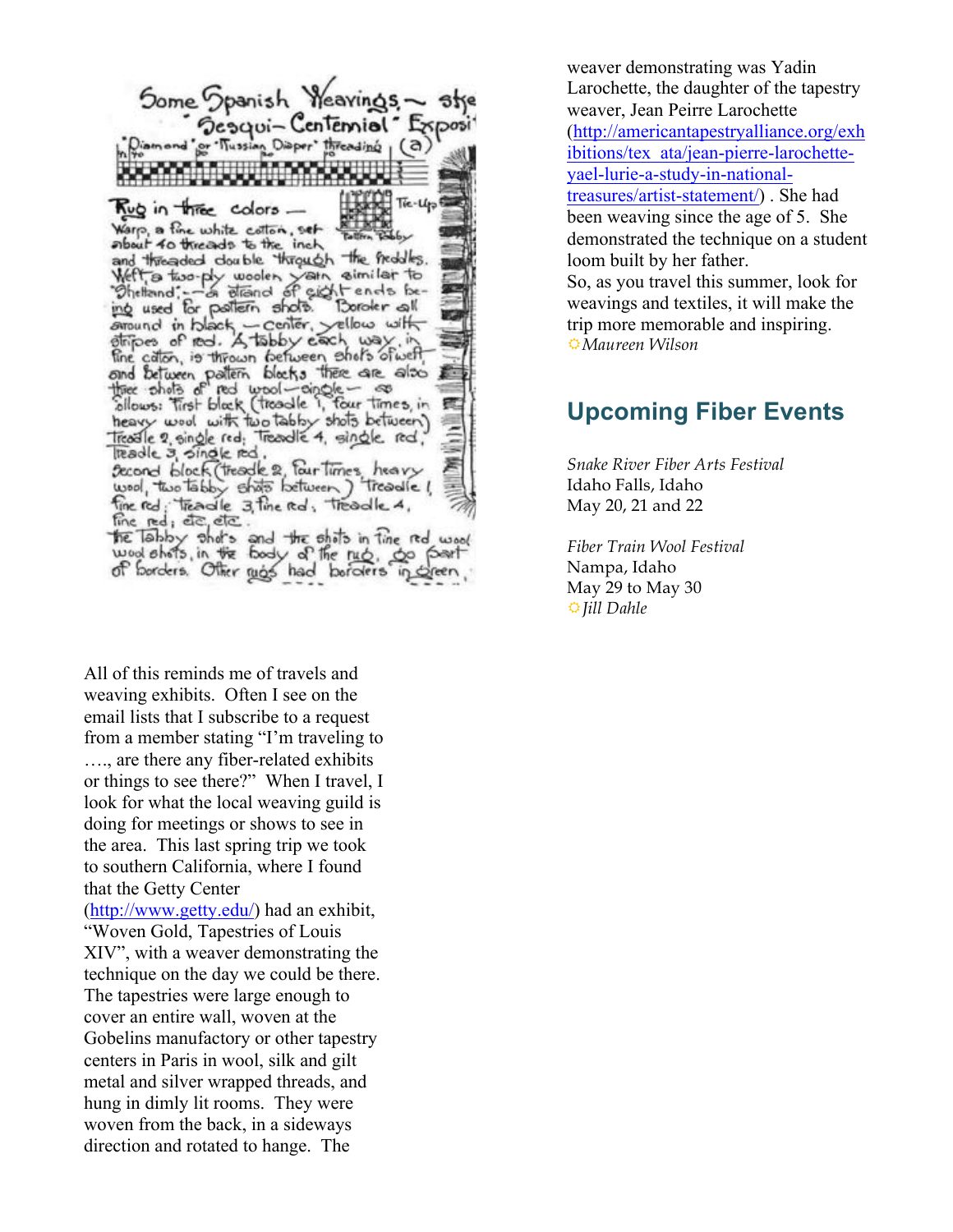Some Spanish Weavings,— ste
"Sesqui-Centennial" Exposi

"Diamond" or "Russian Diaper" threading (a)

Tie-Up — Pattern Tabby

Rug in three colors —
Warp, a fine white cotton, set about 40 threads to the inch and threaded double through the heddles. Weft, a two-ply woolen yarn similar to "Shetland";— a strand of eight ends being used for pattern shots. Border all around in black — center, yellow with stripes of red. A tabby each way, in fine cotton, is thrown between shots of weft, and between pattern blocks there are also three shots of red wool — single — as follows: First block (treadle 1, four times, in heavy wool with two tabby shots between) Treadle 2, single red; Treadle 4, single red; Treadle 3, single red.
Second block (treadle 2, four times, heavy wool, two tabby shots between) Treadle 1, fine red; treadle 3, fine red; treadle 4, fine red; etc, etc.
The Tabby shots and the shots in fine red wool wool shots, in the body of the rug. So part of borders. Other rugs had borders in green,

All of this reminds me of travels and weaving exhibits. Often I see on the email lists that I subscribe to a request from a member stating "I'm traveling to …., are there any fiber-related exhibits or things to see there?" When I travel, I look for what the local weaving guild is doing for meetings or shows to see in the area. This last spring trip we took to southern California, where I found that the Getty Center (http://www.getty.edu/) had an exhibit, "Woven Gold, Tapestries of Louis XIV", with a weaver demonstrating the technique on the day we could be there. The tapestries were large enough to cover an entire wall, woven at the Gobelins manufactory or other tapestry centers in Paris in wool, silk and gilt metal and silver wrapped threads, and hung in dimly lit rooms. They were woven from the back, in a sideways direction and rotated to hange. The weaver demonstrating was Yadin Larochette, the daughter of the tapestry weaver, Jean Peirre Larochette (http://americantapestryalliance.org/exhibitions/tex_ata/jean-pierre-larochette-yael-lurie-a-study-in-national-treasures/artist-statement/) . She had been weaving since the age of 5. She demonstrated the technique on a student loom built by her father.
So, as you travel this summer, look for weavings and textiles, it will make the trip more memorable and inspiring.
☼*Maureen Wilson*

## Upcoming Fiber Events

*Snake River Fiber Arts Festival*
Idaho Falls, Idaho
May 20, 21 and 22

*Fiber Train Wool Festival*
Nampa, Idaho
May 29 to May 30
☼*Jill Dahle*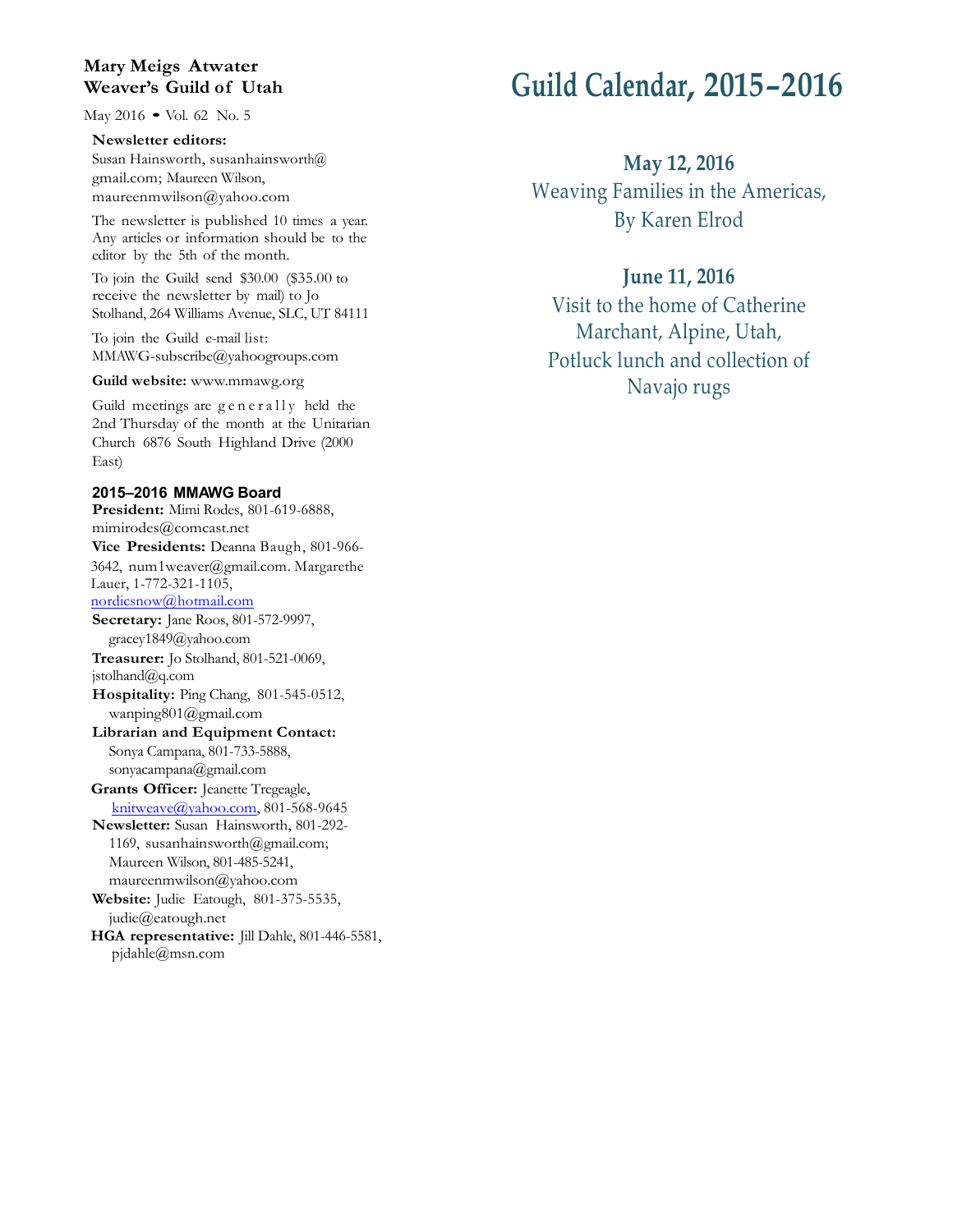**Mary Meigs Atwater Weaver's Guild of Utah**

May 2016 • Vol. 62 No. 5

**Newsletter editors:**
Susan Hainsworth, susanhainsworth@gmail.com; Maureen Wilson, maureenmwilson@yahoo.com

The newsletter is published 10 times a year. Any articles or information should be to the editor by the 5th of the month.

To join the Guild send $30.00 ($35.00 to receive the newsletter by mail) to Jo Stolhand, 264 Williams Avenue, SLC, UT 84111

To join the Guild e-mail list: MMAWG-subscribe@yahoogroups.com

**Guild website:** www.mmawg.org

Guild meetings are generally held the 2nd Thursday of the month at the Unitarian Church 6876 South Highland Drive (2000 East)

**2015–2016 MMAWG Board**

**President:** Mimi Rodes, 801-619-6888, mimirodes@comcast.net
**Vice Presidents:** Deanna Baugh, 801-966-3642, num1weaver@gmail.com. Margarethe Lauer, 1-772-321-1105, nordicsnow@hotmail.com
**Secretary:** Jane Roos, 801-572-9997, gracey1849@yahoo.com
**Treasurer:** Jo Stolhand, 801-521-0069, jstolhand@q.com
**Hospitality:** Ping Chang, 801-545-0512, wanping801@gmail.com
**Librarian and Equipment Contact:** Sonya Campana, 801-733-5888, sonyacampana@gmail.com
**Grants Officer:** Jeanette Tregeagle, knitweave@yahoo.com, 801-568-9645
**Newsletter:** Susan Hainsworth, 801-292-1169, susanhainsworth@gmail.com; Maureen Wilson, 801-485-5241, maureenmwilson@yahoo.com
**Website:** Judie Eatough, 801-375-5535, judie@eatough.net
**HGA representative:** Jill Dahle, 801-446-5581, pjdahle@msn.com

# Guild Calendar, 2015–2016

**May 12, 2016**
Weaving Families in the Americas, By Karen Elrod

**June 11, 2016**
Visit to the home of Catherine Marchant, Alpine, Utah, Potluck lunch and collection of Navajo rugs